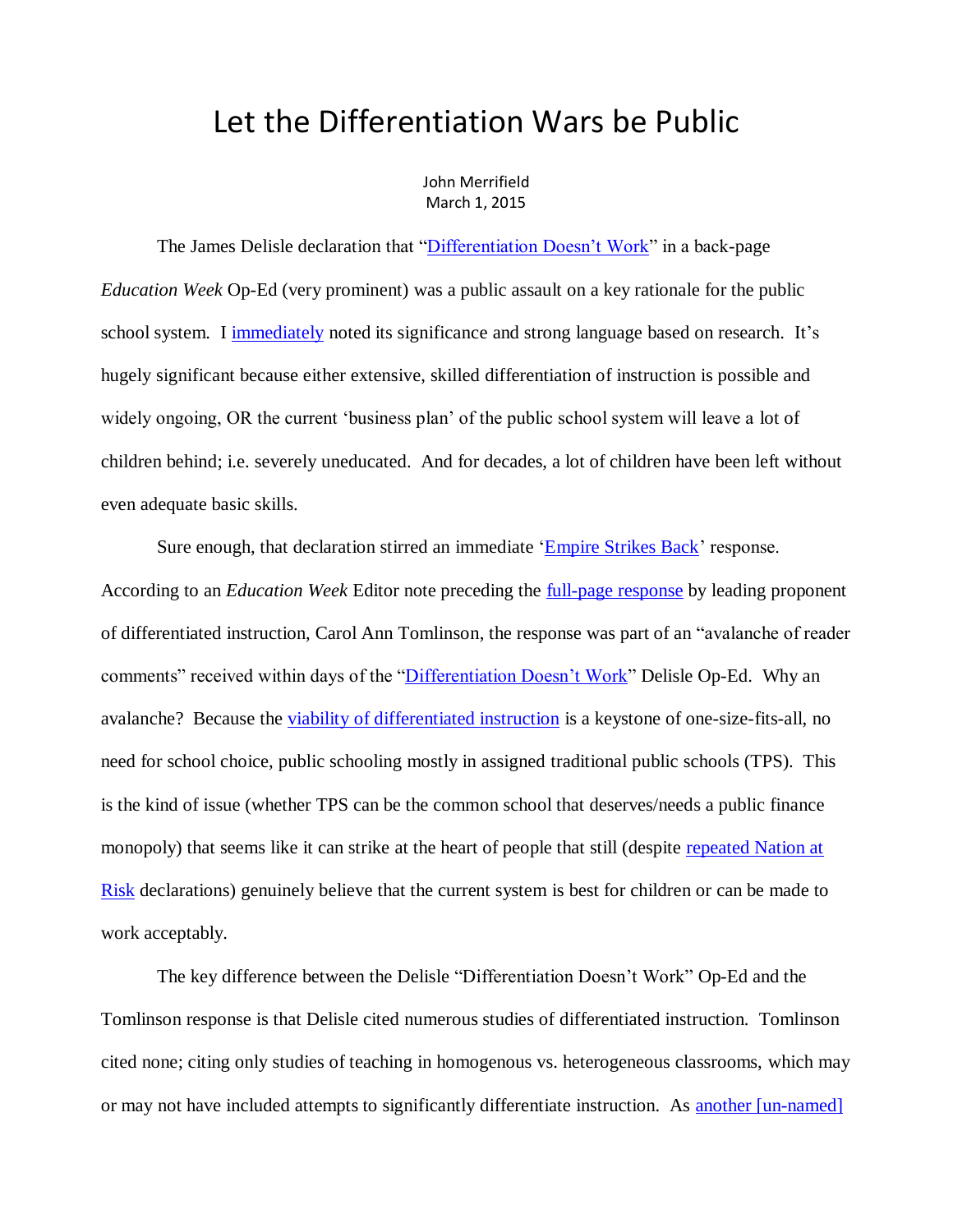# Let the Differentiation Wars be Public

John Merrifield
March 1, 2015

The James Delisle declaration that "Differentiation Doesn't Work" in a back-page *Education Week* Op-Ed (very prominent) was a public assault on a key rationale for the public school system. I immediately noted its significance and strong language based on research. It's hugely significant because either extensive, skilled differentiation of instruction is possible and widely ongoing, OR the current 'business plan' of the public school system will leave a lot of children behind; i.e. severely uneducated. And for decades, a lot of children have been left without even adequate basic skills.

Sure enough, that declaration stirred an immediate 'Empire Strikes Back' response. According to an *Education Week* Editor note preceding the full-page response by leading proponent of differentiated instruction, Carol Ann Tomlinson, the response was part of an "avalanche of reader comments" received within days of the "Differentiation Doesn't Work" Delisle Op-Ed. Why an avalanche? Because the viability of differentiated instruction is a keystone of one-size-fits-all, no need for school choice, public schooling mostly in assigned traditional public schools (TPS). This is the kind of issue (whether TPS can be the common school that deserves/needs a public finance monopoly) that seems like it can strike at the heart of people that still (despite repeated Nation at Risk declarations) genuinely believe that the current system is best for children or can be made to work acceptably.

The key difference between the Delisle "Differentiation Doesn't Work" Op-Ed and the Tomlinson response is that Delisle cited numerous studies of differentiated instruction. Tomlinson cited none; citing only studies of teaching in homogenous vs. heterogeneous classrooms, which may or may not have included attempts to significantly differentiate instruction. As another [un-named]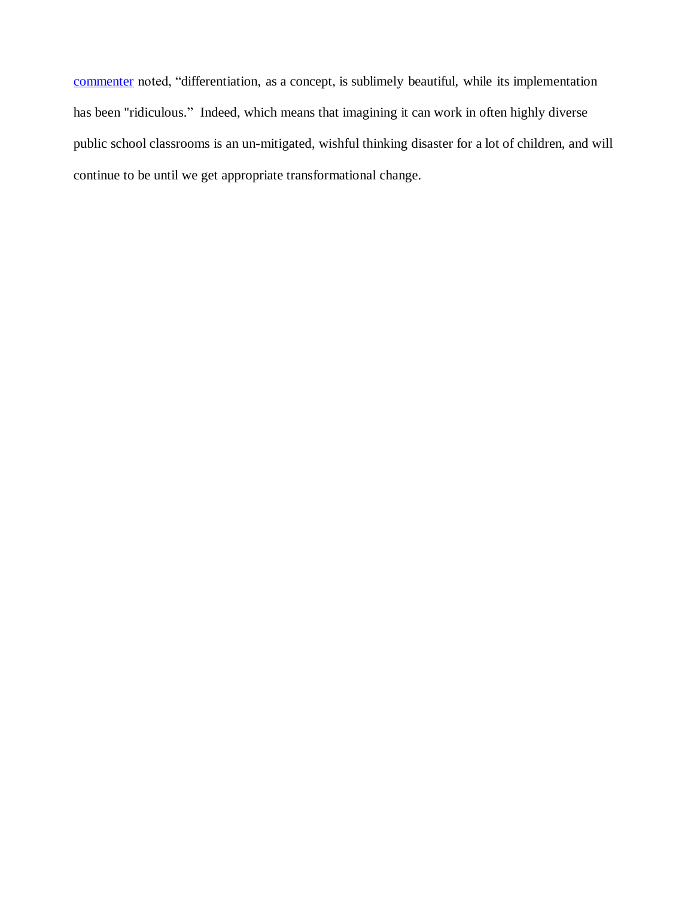commenter noted, “differentiation, as a concept, is sublimely beautiful, while its implementation has been "ridiculous.” Indeed, which means that imagining it can work in often highly diverse public school classrooms is an un-mitigated, wishful thinking disaster for a lot of children, and will continue to be until we get appropriate transformational change.